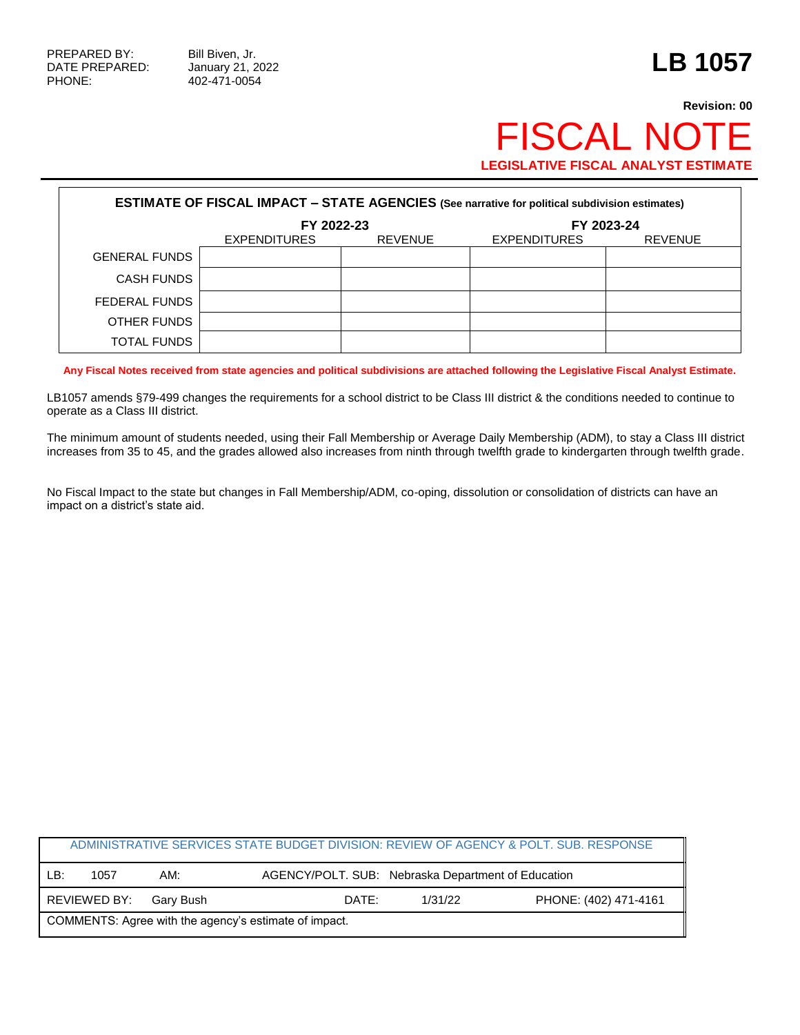PREPARED BY: Bill Biven, Jr.
DATE PREPARED: January 21, 2022
PHONE: 402-471-0054

# LB 1057

**Revision: 00**

# FISCAL NOTE

**LEGISLATIVE FISCAL ANALYST ESTIMATE**

**ESTIMATE OF FISCAL IMPACT – STATE AGENCIES (See narrative for political subdivision estimates)**

| | FY 2022-23 | | FY 2023-24 | |
|---|---|---|---|---|
| | EXPENDITURES | REVENUE | EXPENDITURES | REVENUE |
| GENERAL FUNDS | | | | |
| CASH FUNDS | | | | |
| FEDERAL FUNDS | | | | |
| OTHER FUNDS | | | | |
| TOTAL FUNDS | | | | |

**Any Fiscal Notes received from state agencies and political subdivisions are attached following the Legislative Fiscal Analyst Estimate.**

LB1057 amends §79-499 changes the requirements for a school district to be Class III district & the conditions needed to continue to operate as a Class III district.

The minimum amount of students needed, using their Fall Membership or Average Daily Membership (ADM), to stay a Class III district increases from 35 to 45, and the grades allowed also increases from ninth through twelfth grade to kindergarten through twelfth grade.

No Fiscal Impact to the state but changes in Fall Membership/ADM, co-oping, dissolution or consolidation of districts can have an impact on a district's state aid.

| ADMINISTRATIVE SERVICES STATE BUDGET DIVISION: REVIEW OF AGENCY & POLT. SUB. RESPONSE | | | | | |
|---|---|---|---|---|---|
| LB: 1057 | AM: | AGENCY/POLT. SUB: Nebraska Department of Education | | | |
| REVIEWED BY: Gary Bush | | DATE: | 1/31/22 | PHONE: (402) 471-4161 | |
| COMMENTS: Agree with the agency's estimate of impact. | | | | | |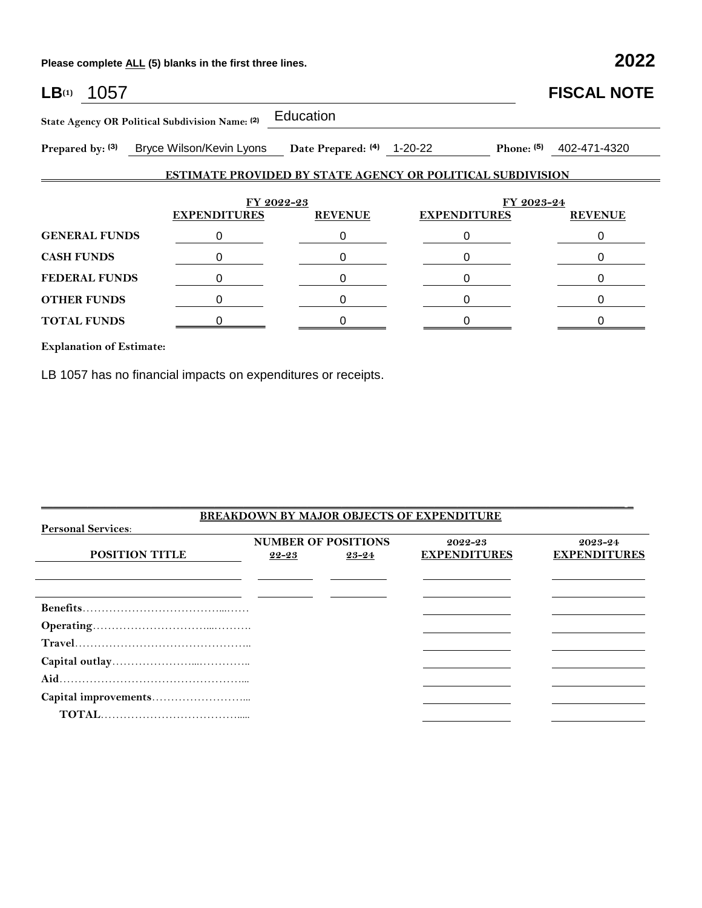Please complete ALL (5) blanks in the first three lines. **2022**

**LB**(1) 1057 **FISCAL NOTE**

**State Agency OR Political Subdivision Name:** (2) Education

**Prepared by:** (3) Bryce Wilson/Kevin Lyons **Date Prepared:** (4) 1-20-22 **Phone:** (5) 402-471-4320

## ESTIMATE PROVIDED BY STATE AGENCY OR POLITICAL SUBDIVISION

| | FY 2022-23 | | FY 2023-24 | |
|---|---|---|---|---|
| | **EXPENDITURES** | **REVENUE** | **EXPENDITURES** | **REVENUE** |
| **GENERAL FUNDS** | 0 | 0 | 0 | 0 |
| **CASH FUNDS** | 0 | 0 | 0 | 0 |
| **FEDERAL FUNDS** | 0 | 0 | 0 | 0 |
| **OTHER FUNDS** | 0 | 0 | 0 | 0 |
| **TOTAL FUNDS** | 0 | 0 | 0 | 0 |

**Explanation of Estimate:**

LB 1057 has no financial impacts on expenditures or receipts.

## BREAKDOWN BY MAJOR OBJECTS OF EXPENDITURE

**Personal Services:**

| POSITION TITLE | NUMBER OF POSITIONS 22-23 | 23-24 | 2022-23 EXPENDITURES | 2023-24 EXPENDITURES |
|---|---|---|---|---|
| | | | | |
| | | | | |
| **Benefits** | | | | |
| **Operating** | | | | |
| **Travel** | | | | |
| **Capital outlay** | | | | |
| **Aid** | | | | |
| **Capital improvements** | | | | |
| **TOTAL** | | | | |